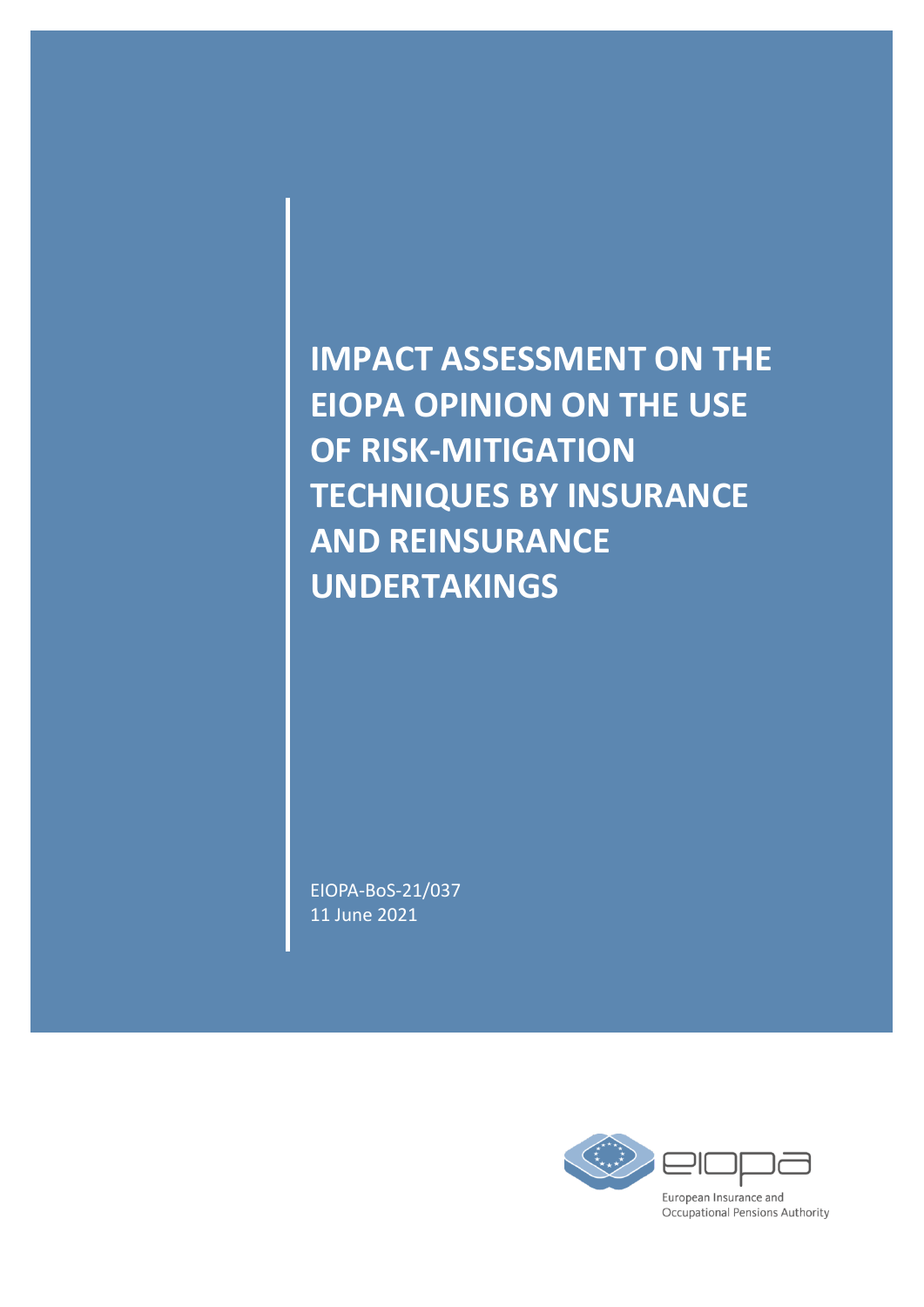# IMPACT ASSESSMENT ON THE EIOPA OPINION ON THE USE OF RISK-MITIGATION TECHNIQUES BY INSURANCE AND REINSURANCE UNDERTAKINGS

EIOPA-BoS-21/037
11 June 2021

European Insurance and Occupational Pensions Authority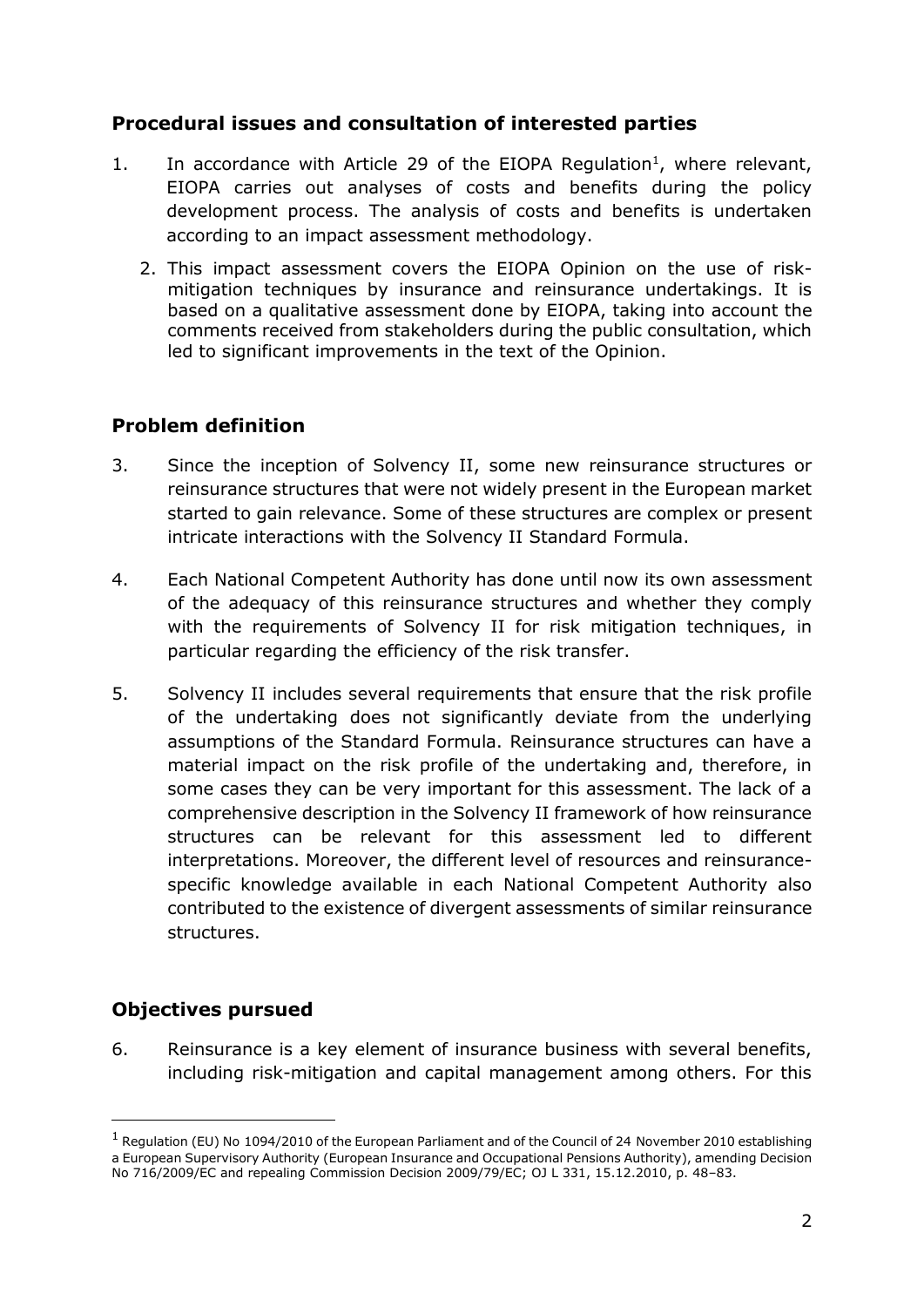## Procedural issues and consultation of interested parties

1. In accordance with Article 29 of the EIOPA Regulation[1], where relevant, EIOPA carries out analyses of costs and benefits during the policy development process. The analysis of costs and benefits is undertaken according to an impact assessment methodology.

2. This impact assessment covers the EIOPA Opinion on the use of risk-mitigation techniques by insurance and reinsurance undertakings. It is based on a qualitative assessment done by EIOPA, taking into account the comments received from stakeholders during the public consultation, which led to significant improvements in the text of the Opinion.

## Problem definition

3. Since the inception of Solvency II, some new reinsurance structures or reinsurance structures that were not widely present in the European market started to gain relevance. Some of these structures are complex or present intricate interactions with the Solvency II Standard Formula.

4. Each National Competent Authority has done until now its own assessment of the adequacy of this reinsurance structures and whether they comply with the requirements of Solvency II for risk mitigation techniques, in particular regarding the efficiency of the risk transfer.

5. Solvency II includes several requirements that ensure that the risk profile of the undertaking does not significantly deviate from the underlying assumptions of the Standard Formula. Reinsurance structures can have a material impact on the risk profile of the undertaking and, therefore, in some cases they can be very important for this assessment. The lack of a comprehensive description in the Solvency II framework of how reinsurance structures can be relevant for this assessment led to different interpretations. Moreover, the different level of resources and reinsurance-specific knowledge available in each National Competent Authority also contributed to the existence of divergent assessments of similar reinsurance structures.

## Objectives pursued

6. Reinsurance is a key element of insurance business with several benefits, including risk-mitigation and capital management among others. For this

[1] Regulation (EU) No 1094/2010 of the European Parliament and of the Council of 24 November 2010 establishing a European Supervisory Authority (European Insurance and Occupational Pensions Authority), amending Decision No 716/2009/EC and repealing Commission Decision 2009/79/EC; OJ L 331, 15.12.2010, p. 48–83.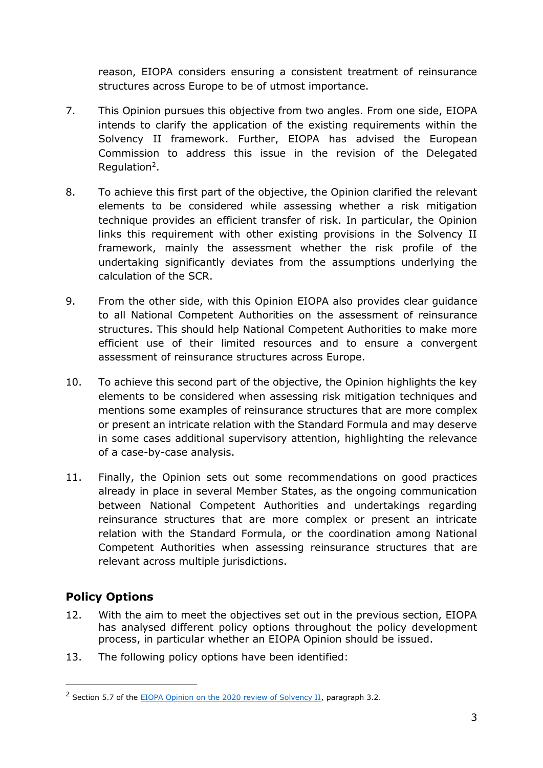reason, EIOPA considers ensuring a consistent treatment of reinsurance structures across Europe to be of utmost importance.

7. This Opinion pursues this objective from two angles. From one side, EIOPA intends to clarify the application of the existing requirements within the Solvency II framework. Further, EIOPA has advised the European Commission to address this issue in the revision of the Delegated Regulation[2].

8. To achieve this first part of the objective, the Opinion clarified the relevant elements to be considered while assessing whether a risk mitigation technique provides an efficient transfer of risk. In particular, the Opinion links this requirement with other existing provisions in the Solvency II framework, mainly the assessment whether the risk profile of the undertaking significantly deviates from the assumptions underlying the calculation of the SCR.

9. From the other side, with this Opinion EIOPA also provides clear guidance to all National Competent Authorities on the assessment of reinsurance structures. This should help National Competent Authorities to make more efficient use of their limited resources and to ensure a convergent assessment of reinsurance structures across Europe.

10. To achieve this second part of the objective, the Opinion highlights the key elements to be considered when assessing risk mitigation techniques and mentions some examples of reinsurance structures that are more complex or present an intricate relation with the Standard Formula and may deserve in some cases additional supervisory attention, highlighting the relevance of a case-by-case analysis.

11. Finally, the Opinion sets out some recommendations on good practices already in place in several Member States, as the ongoing communication between National Competent Authorities and undertakings regarding reinsurance structures that are more complex or present an intricate relation with the Standard Formula, or the coordination among National Competent Authorities when assessing reinsurance structures that are relevant across multiple jurisdictions.

## Policy Options

12. With the aim to meet the objectives set out in the previous section, EIOPA has analysed different policy options throughout the policy development process, in particular whether an EIOPA Opinion should be issued.

13. The following policy options have been identified:

---

[2] Section 5.7 of the EIOPA Opinion on the 2020 review of Solvency II, paragraph 3.2.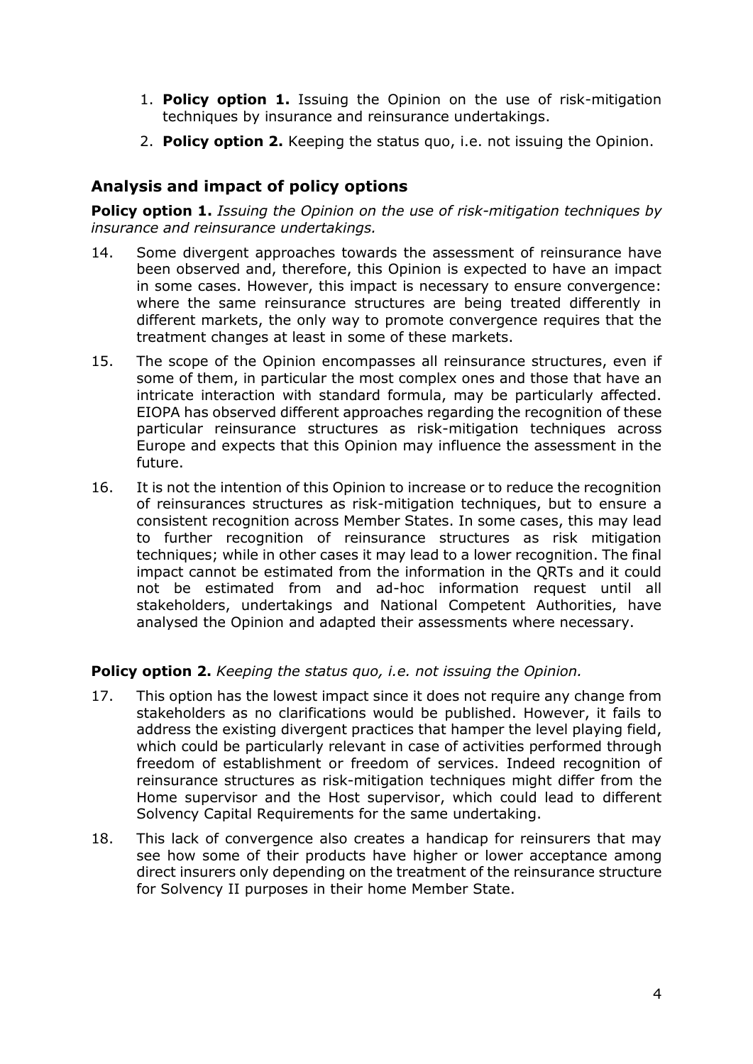1. **Policy option 1.** Issuing the Opinion on the use of risk-mitigation techniques by insurance and reinsurance undertakings.
2. **Policy option 2.** Keeping the status quo, i.e. not issuing the Opinion.

## Analysis and impact of policy options

**Policy option 1.** *Issuing the Opinion on the use of risk-mitigation techniques by insurance and reinsurance undertakings.*

14. Some divergent approaches towards the assessment of reinsurance have been observed and, therefore, this Opinion is expected to have an impact in some cases. However, this impact is necessary to ensure convergence: where the same reinsurance structures are being treated differently in different markets, the only way to promote convergence requires that the treatment changes at least in some of these markets.

15. The scope of the Opinion encompasses all reinsurance structures, even if some of them, in particular the most complex ones and those that have an intricate interaction with standard formula, may be particularly affected. EIOPA has observed different approaches regarding the recognition of these particular reinsurance structures as risk-mitigation techniques across Europe and expects that this Opinion may influence the assessment in the future.

16. It is not the intention of this Opinion to increase or to reduce the recognition of reinsurances structures as risk-mitigation techniques, but to ensure a consistent recognition across Member States. In some cases, this may lead to further recognition of reinsurance structures as risk mitigation techniques; while in other cases it may lead to a lower recognition. The final impact cannot be estimated from the information in the QRTs and it could not be estimated from and ad-hoc information request until all stakeholders, undertakings and National Competent Authorities, have analysed the Opinion and adapted their assessments where necessary.

**Policy option 2.** *Keeping the status quo, i.e. not issuing the Opinion.*

17. This option has the lowest impact since it does not require any change from stakeholders as no clarifications would be published. However, it fails to address the existing divergent practices that hamper the level playing field, which could be particularly relevant in case of activities performed through freedom of establishment or freedom of services. Indeed recognition of reinsurance structures as risk-mitigation techniques might differ from the Home supervisor and the Host supervisor, which could lead to different Solvency Capital Requirements for the same undertaking.

18. This lack of convergence also creates a handicap for reinsurers that may see how some of their products have higher or lower acceptance among direct insurers only depending on the treatment of the reinsurance structure for Solvency II purposes in their home Member State.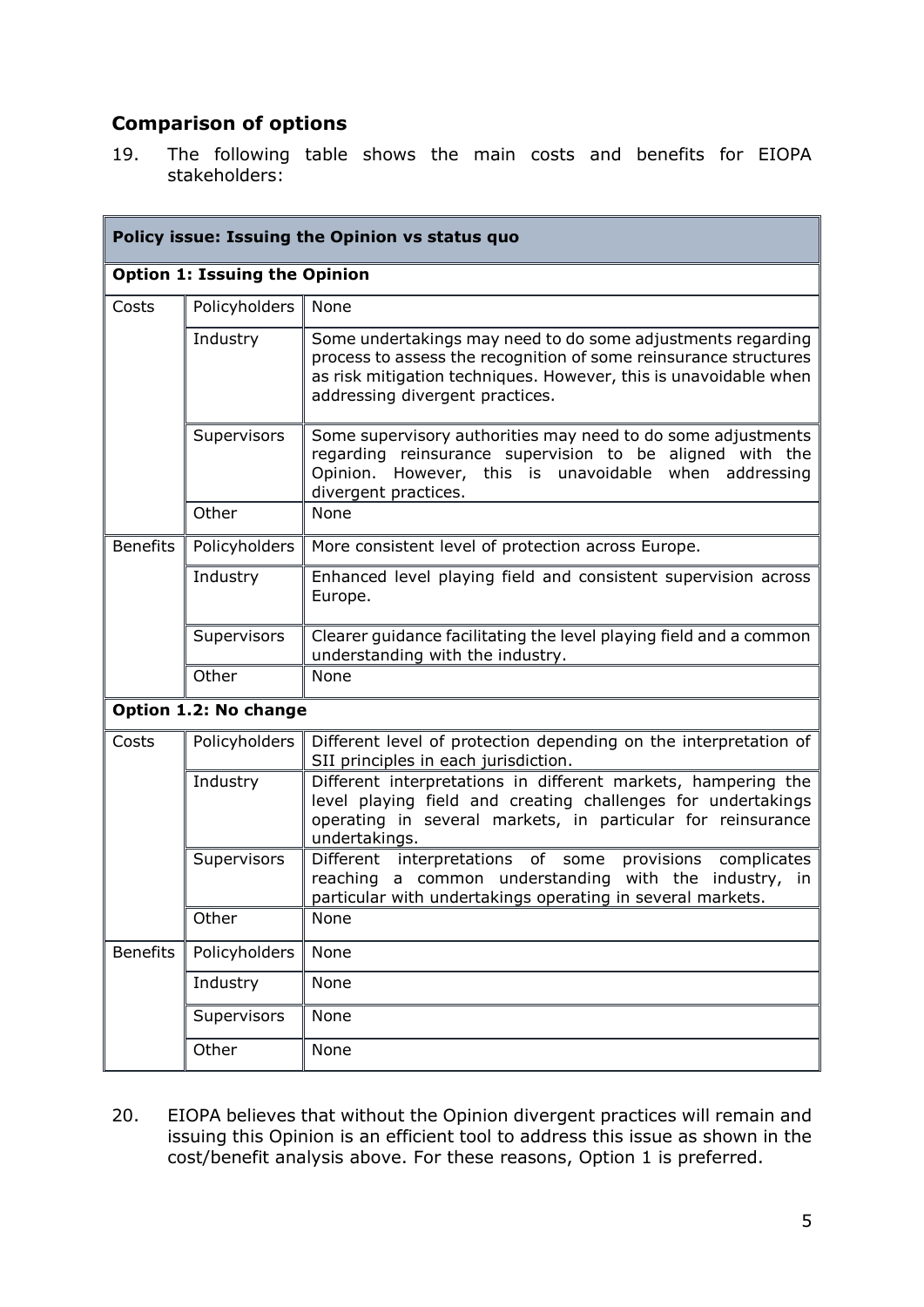## Comparison of options

19. The following table shows the main costs and benefits for EIOPA stakeholders:

| Policy issue: Issuing the Opinion vs status quo | | |
|---|---|---|
| **Option 1: Issuing the Opinion** | | |
| Costs | Policyholders | None |
| | Industry | Some undertakings may need to do some adjustments regarding process to assess the recognition of some reinsurance structures as risk mitigation techniques. However, this is unavoidable when addressing divergent practices. |
| | Supervisors | Some supervisory authorities may need to do some adjustments regarding reinsurance supervision to be aligned with the Opinion. However, this is unavoidable when addressing divergent practices. |
| | Other | None |
| Benefits | Policyholders | More consistent level of protection across Europe. |
| | Industry | Enhanced level playing field and consistent supervision across Europe. |
| | Supervisors | Clearer guidance facilitating the level playing field and a common understanding with the industry. |
| | Other | None |
| **Option 1.2: No change** | | |
| Costs | Policyholders | Different level of protection depending on the interpretation of SII principles in each jurisdiction. |
| | Industry | Different interpretations in different markets, hampering the level playing field and creating challenges for undertakings operating in several markets, in particular for reinsurance undertakings. |
| | Supervisors | Different interpretations of some provisions complicates reaching a common understanding with the industry, in particular with undertakings operating in several markets. |
| | Other | None |
| Benefits | Policyholders | None |
| | Industry | None |
| | Supervisors | None |
| | Other | None |

20. EIOPA believes that without the Opinion divergent practices will remain and issuing this Opinion is an efficient tool to address this issue as shown in the cost/benefit analysis above. For these reasons, Option 1 is preferred.